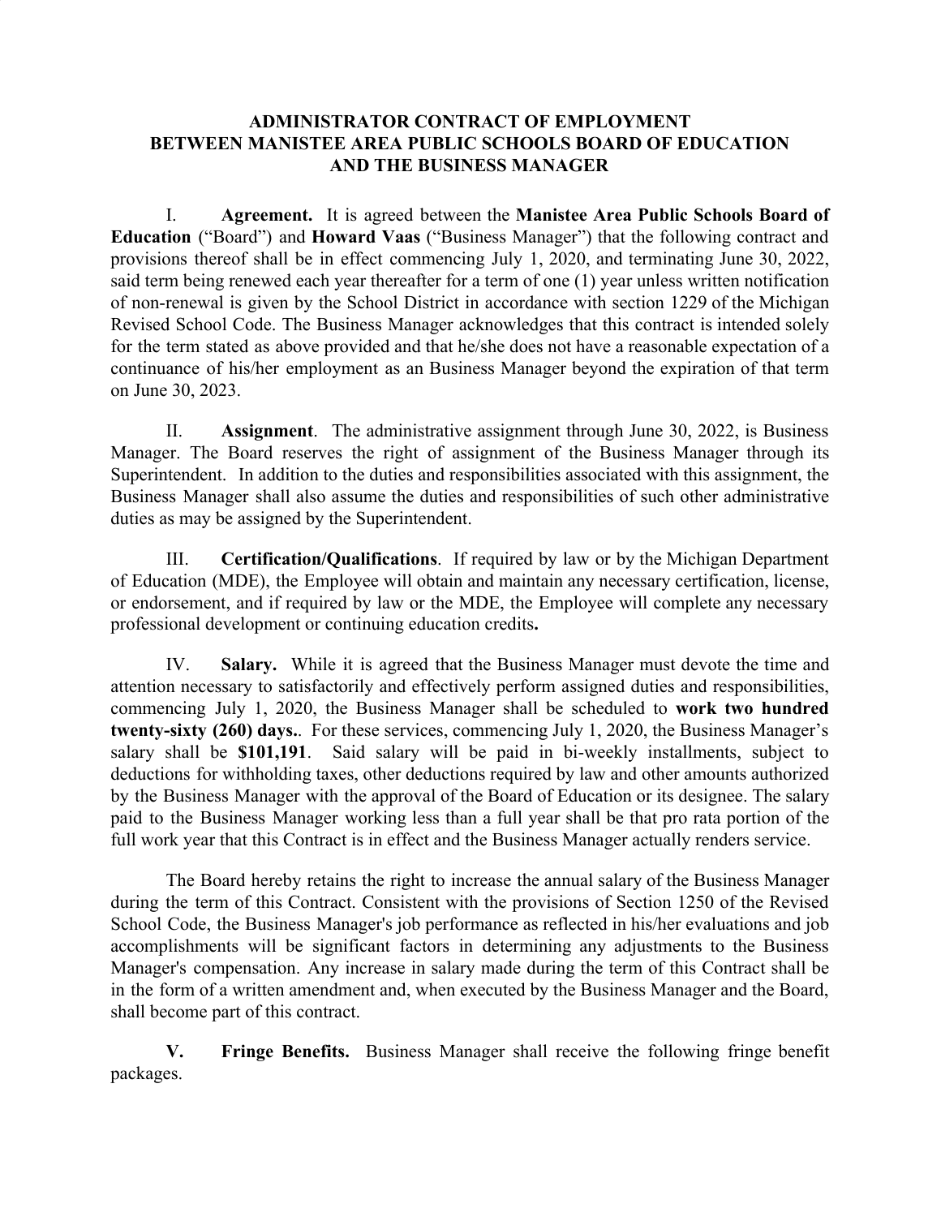# ADMINISTRATOR CONTRACT OF EMPLOYMENT BETWEEN MANISTEE AREA PUBLIC SCHOOLS BOARD OF EDUCATION AND THE BUSINESS MANAGER

I. **Agreement.** It is agreed between the **Manistee Area Public Schools Board of Education** ("Board") and **Howard Vaas** ("Business Manager") that the following contract and provisions thereof shall be in effect commencing July 1, 2020, and terminating June 30, 2022, said term being renewed each year thereafter for a term of one (1) year unless written notification of non-renewal is given by the School District in accordance with section 1229 of the Michigan Revised School Code. The Business Manager acknowledges that this contract is intended solely for the term stated as above provided and that he/she does not have a reasonable expectation of a continuance of his/her employment as an Business Manager beyond the expiration of that term on June 30, 2023.

II. **Assignment**. The administrative assignment through June 30, 2022, is Business Manager. The Board reserves the right of assignment of the Business Manager through its Superintendent. In addition to the duties and responsibilities associated with this assignment, the Business Manager shall also assume the duties and responsibilities of such other administrative duties as may be assigned by the Superintendent.

III. **Certification/Qualifications**. If required by law or by the Michigan Department of Education (MDE), the Employee will obtain and maintain any necessary certification, license, or endorsement, and if required by law or the MDE, the Employee will complete any necessary professional development or continuing education credits**.**

IV. **Salary.** While it is agreed that the Business Manager must devote the time and attention necessary to satisfactorily and effectively perform assigned duties and responsibilities, commencing July 1, 2020, the Business Manager shall be scheduled to **work two hundred twenty-sixty (260) days.**. For these services, commencing July 1, 2020, the Business Manager's salary shall be **$101,191**. Said salary will be paid in bi-weekly installments, subject to deductions for withholding taxes, other deductions required by law and other amounts authorized by the Business Manager with the approval of the Board of Education or its designee. The salary paid to the Business Manager working less than a full year shall be that pro rata portion of the full work year that this Contract is in effect and the Business Manager actually renders service.

The Board hereby retains the right to increase the annual salary of the Business Manager during the term of this Contract. Consistent with the provisions of Section 1250 of the Revised School Code, the Business Manager's job performance as reflected in his/her evaluations and job accomplishments will be significant factors in determining any adjustments to the Business Manager's compensation. Any increase in salary made during the term of this Contract shall be in the form of a written amendment and, when executed by the Business Manager and the Board, shall become part of this contract.

**V. Fringe Benefits.** Business Manager shall receive the following fringe benefit packages.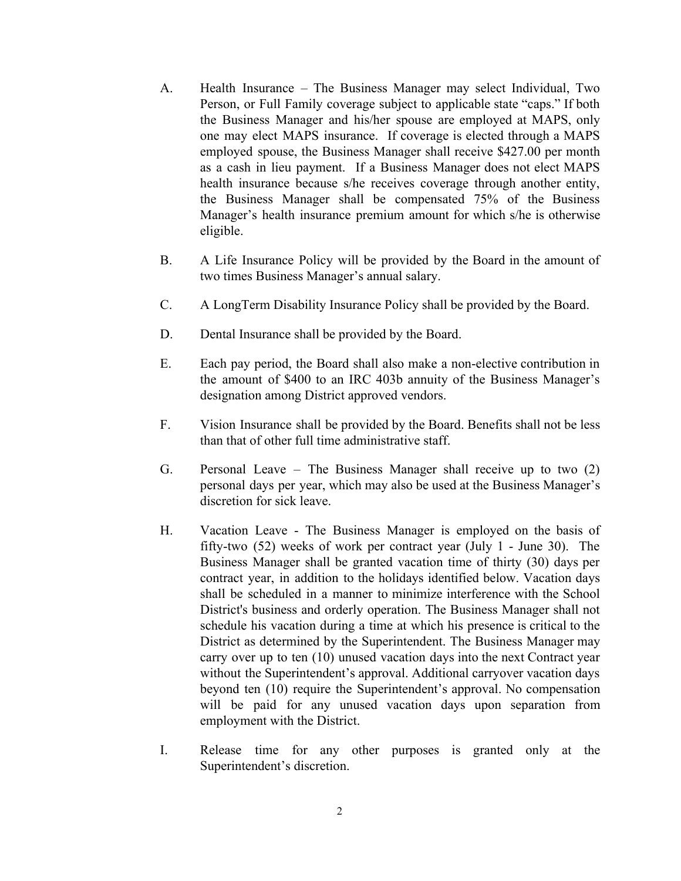A. Health Insurance – The Business Manager may select Individual, Two Person, or Full Family coverage subject to applicable state "caps." If both the Business Manager and his/her spouse are employed at MAPS, only one may elect MAPS insurance. If coverage is elected through a MAPS employed spouse, the Business Manager shall receive $427.00 per month as a cash in lieu payment. If a Business Manager does not elect MAPS health insurance because s/he receives coverage through another entity, the Business Manager shall be compensated 75% of the Business Manager's health insurance premium amount for which s/he is otherwise eligible.

B. A Life Insurance Policy will be provided by the Board in the amount of two times Business Manager's annual salary.

C. A LongTerm Disability Insurance Policy shall be provided by the Board.

D. Dental Insurance shall be provided by the Board.

E. Each pay period, the Board shall also make a non-elective contribution in the amount of $400 to an IRC 403b annuity of the Business Manager's designation among District approved vendors.

F. Vision Insurance shall be provided by the Board. Benefits shall not be less than that of other full time administrative staff.

G. Personal Leave – The Business Manager shall receive up to two (2) personal days per year, which may also be used at the Business Manager's discretion for sick leave.

H. Vacation Leave - The Business Manager is employed on the basis of fifty-two (52) weeks of work per contract year (July 1 - June 30). The Business Manager shall be granted vacation time of thirty (30) days per contract year, in addition to the holidays identified below. Vacation days shall be scheduled in a manner to minimize interference with the School District's business and orderly operation. The Business Manager shall not schedule his vacation during a time at which his presence is critical to the District as determined by the Superintendent. The Business Manager may carry over up to ten (10) unused vacation days into the next Contract year without the Superintendent's approval. Additional carryover vacation days beyond ten (10) require the Superintendent's approval. No compensation will be paid for any unused vacation days upon separation from employment with the District.

I. Release time for any other purposes is granted only at the Superintendent's discretion.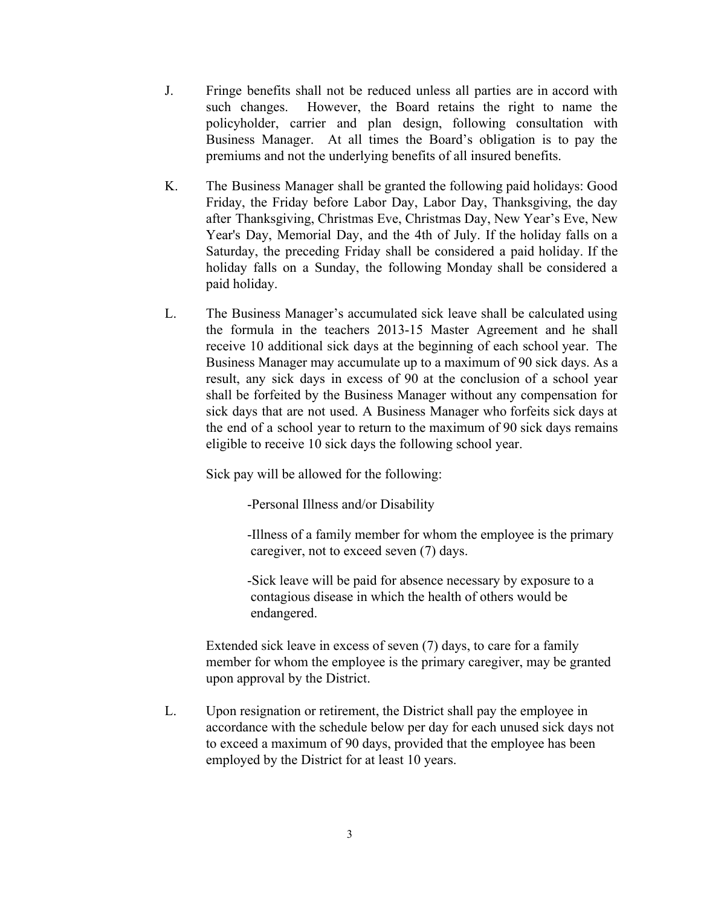J. Fringe benefits shall not be reduced unless all parties are in accord with such changes. However, the Board retains the right to name the policyholder, carrier and plan design, following consultation with Business Manager. At all times the Board's obligation is to pay the premiums and not the underlying benefits of all insured benefits.

K. The Business Manager shall be granted the following paid holidays: Good Friday, the Friday before Labor Day, Labor Day, Thanksgiving, the day after Thanksgiving, Christmas Eve, Christmas Day, New Year's Eve, New Year's Day, Memorial Day, and the 4th of July. If the holiday falls on a Saturday, the preceding Friday shall be considered a paid holiday. If the holiday falls on a Sunday, the following Monday shall be considered a paid holiday.

L. The Business Manager's accumulated sick leave shall be calculated using the formula in the teachers 2013-15 Master Agreement and he shall receive 10 additional sick days at the beginning of each school year. The Business Manager may accumulate up to a maximum of 90 sick days. As a result, any sick days in excess of 90 at the conclusion of a school year shall be forfeited by the Business Manager without any compensation for sick days that are not used. A Business Manager who forfeits sick days at the end of a school year to return to the maximum of 90 sick days remains eligible to receive 10 sick days the following school year.

Sick pay will be allowed for the following:

-Personal Illness and/or Disability

-Illness of a family member for whom the employee is the primary caregiver, not to exceed seven (7) days.

-Sick leave will be paid for absence necessary by exposure to a contagious disease in which the health of others would be endangered.

Extended sick leave in excess of seven (7) days, to care for a family member for whom the employee is the primary caregiver, may be granted upon approval by the District.

L. Upon resignation or retirement, the District shall pay the employee in accordance with the schedule below per day for each unused sick days not to exceed a maximum of 90 days, provided that the employee has been employed by the District for at least 10 years.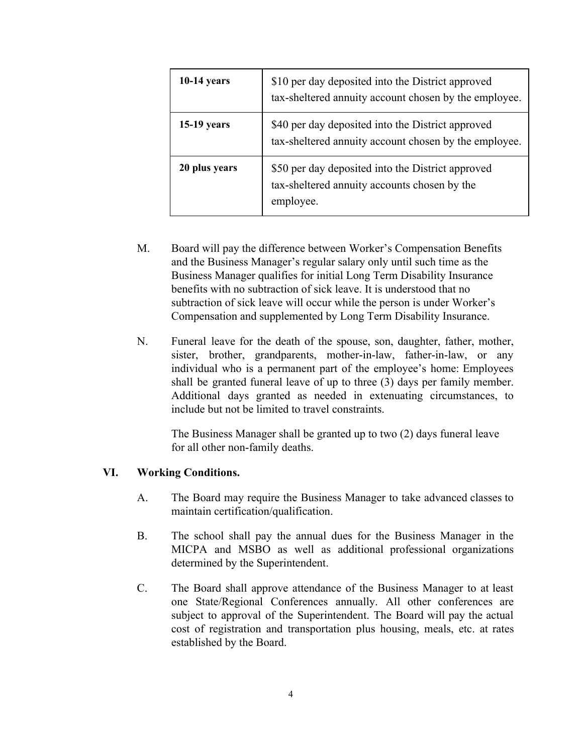| 10-14 years | $10 per day deposited into the District approved tax-sheltered annuity account chosen by the employee. |
|---|---|
| 15-19 years | $40 per day deposited into the District approved tax-sheltered annuity account chosen by the employee. |
| 20 plus years | $50 per day deposited into the District approved tax-sheltered annuity accounts chosen by the employee. |

M. Board will pay the difference between Worker's Compensation Benefits and the Business Manager's regular salary only until such time as the Business Manager qualifies for initial Long Term Disability Insurance benefits with no subtraction of sick leave. It is understood that no subtraction of sick leave will occur while the person is under Worker's Compensation and supplemented by Long Term Disability Insurance.

N. Funeral leave for the death of the spouse, son, daughter, father, mother, sister, brother, grandparents, mother-in-law, father-in-law, or any individual who is a permanent part of the employee's home: Employees shall be granted funeral leave of up to three (3) days per family member. Additional days granted as needed in extenuating circumstances, to include but not be limited to travel constraints.

   The Business Manager shall be granted up to two (2) days funeral leave for all other non-family deaths.

## VI. Working Conditions.

A. The Board may require the Business Manager to take advanced classes to maintain certification/qualification.

B. The school shall pay the annual dues for the Business Manager in the MICPA and MSBO as well as additional professional organizations determined by the Superintendent.

C. The Board shall approve attendance of the Business Manager to at least one State/Regional Conferences annually. All other conferences are subject to approval of the Superintendent. The Board will pay the actual cost of registration and transportation plus housing, meals, etc. at rates established by the Board.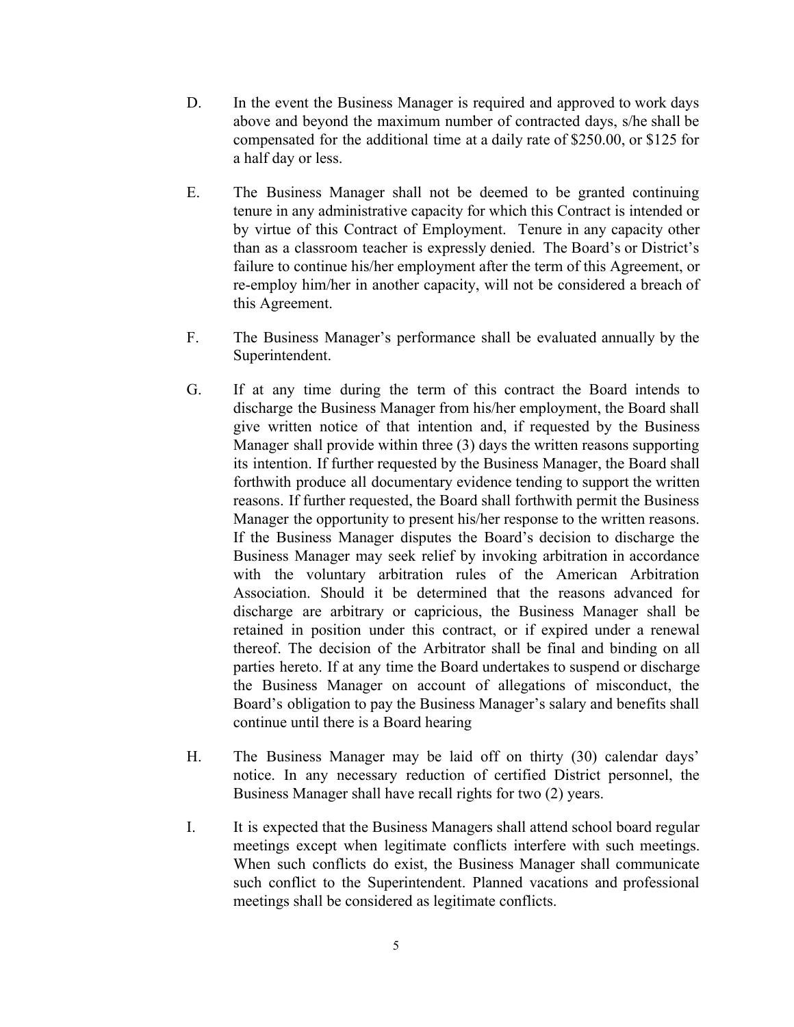D. In the event the Business Manager is required and approved to work days above and beyond the maximum number of contracted days, s/he shall be compensated for the additional time at a daily rate of $250.00, or $125 for a half day or less.

E. The Business Manager shall not be deemed to be granted continuing tenure in any administrative capacity for which this Contract is intended or by virtue of this Contract of Employment. Tenure in any capacity other than as a classroom teacher is expressly denied. The Board's or District's failure to continue his/her employment after the term of this Agreement, or re-employ him/her in another capacity, will not be considered a breach of this Agreement.

F. The Business Manager's performance shall be evaluated annually by the Superintendent.

G. If at any time during the term of this contract the Board intends to discharge the Business Manager from his/her employment, the Board shall give written notice of that intention and, if requested by the Business Manager shall provide within three (3) days the written reasons supporting its intention. If further requested by the Business Manager, the Board shall forthwith produce all documentary evidence tending to support the written reasons. If further requested, the Board shall forthwith permit the Business Manager the opportunity to present his/her response to the written reasons. If the Business Manager disputes the Board's decision to discharge the Business Manager may seek relief by invoking arbitration in accordance with the voluntary arbitration rules of the American Arbitration Association. Should it be determined that the reasons advanced for discharge are arbitrary or capricious, the Business Manager shall be retained in position under this contract, or if expired under a renewal thereof. The decision of the Arbitrator shall be final and binding on all parties hereto. If at any time the Board undertakes to suspend or discharge the Business Manager on account of allegations of misconduct, the Board's obligation to pay the Business Manager's salary and benefits shall continue until there is a Board hearing

H. The Business Manager may be laid off on thirty (30) calendar days' notice. In any necessary reduction of certified District personnel, the Business Manager shall have recall rights for two (2) years.

I. It is expected that the Business Managers shall attend school board regular meetings except when legitimate conflicts interfere with such meetings. When such conflicts do exist, the Business Manager shall communicate such conflict to the Superintendent. Planned vacations and professional meetings shall be considered as legitimate conflicts.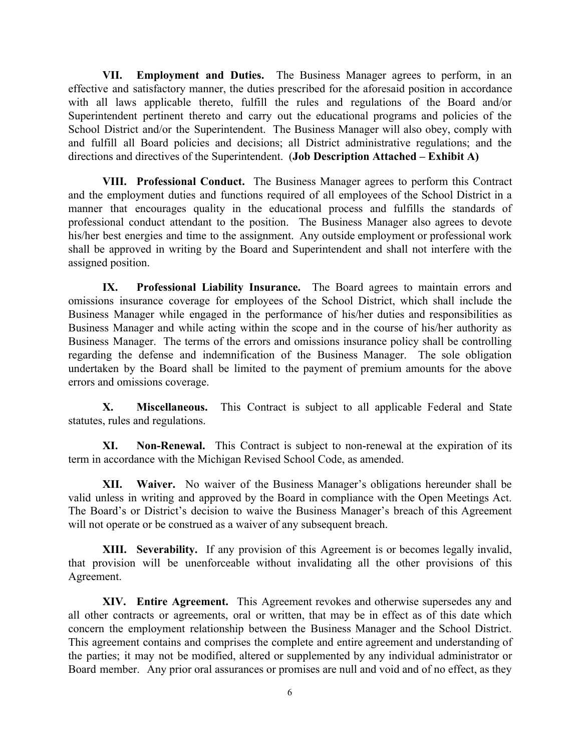**VII. Employment and Duties.** The Business Manager agrees to perform, in an effective and satisfactory manner, the duties prescribed for the aforesaid position in accordance with all laws applicable thereto, fulfill the rules and regulations of the Board and/or Superintendent pertinent thereto and carry out the educational programs and policies of the School District and/or the Superintendent. The Business Manager will also obey, comply with and fulfill all Board policies and decisions; all District administrative regulations; and the directions and directives of the Superintendent. (**Job Description Attached – Exhibit A)**

**VIII. Professional Conduct.** The Business Manager agrees to perform this Contract and the employment duties and functions required of all employees of the School District in a manner that encourages quality in the educational process and fulfills the standards of professional conduct attendant to the position. The Business Manager also agrees to devote his/her best energies and time to the assignment. Any outside employment or professional work shall be approved in writing by the Board and Superintendent and shall not interfere with the assigned position.

**IX. Professional Liability Insurance.** The Board agrees to maintain errors and omissions insurance coverage for employees of the School District, which shall include the Business Manager while engaged in the performance of his/her duties and responsibilities as Business Manager and while acting within the scope and in the course of his/her authority as Business Manager. The terms of the errors and omissions insurance policy shall be controlling regarding the defense and indemnification of the Business Manager. The sole obligation undertaken by the Board shall be limited to the payment of premium amounts for the above errors and omissions coverage.

**X. Miscellaneous.** This Contract is subject to all applicable Federal and State statutes, rules and regulations.

**XI. Non-Renewal.** This Contract is subject to non-renewal at the expiration of its term in accordance with the Michigan Revised School Code, as amended.

**XII. Waiver.** No waiver of the Business Manager's obligations hereunder shall be valid unless in writing and approved by the Board in compliance with the Open Meetings Act. The Board's or District's decision to waive the Business Manager's breach of this Agreement will not operate or be construed as a waiver of any subsequent breach.

**XIII. Severability.** If any provision of this Agreement is or becomes legally invalid, that provision will be unenforceable without invalidating all the other provisions of this Agreement.

**XIV. Entire Agreement.** This Agreement revokes and otherwise supersedes any and all other contracts or agreements, oral or written, that may be in effect as of this date which concern the employment relationship between the Business Manager and the School District. This agreement contains and comprises the complete and entire agreement and understanding of the parties; it may not be modified, altered or supplemented by any individual administrator or Board member. Any prior oral assurances or promises are null and void and of no effect, as they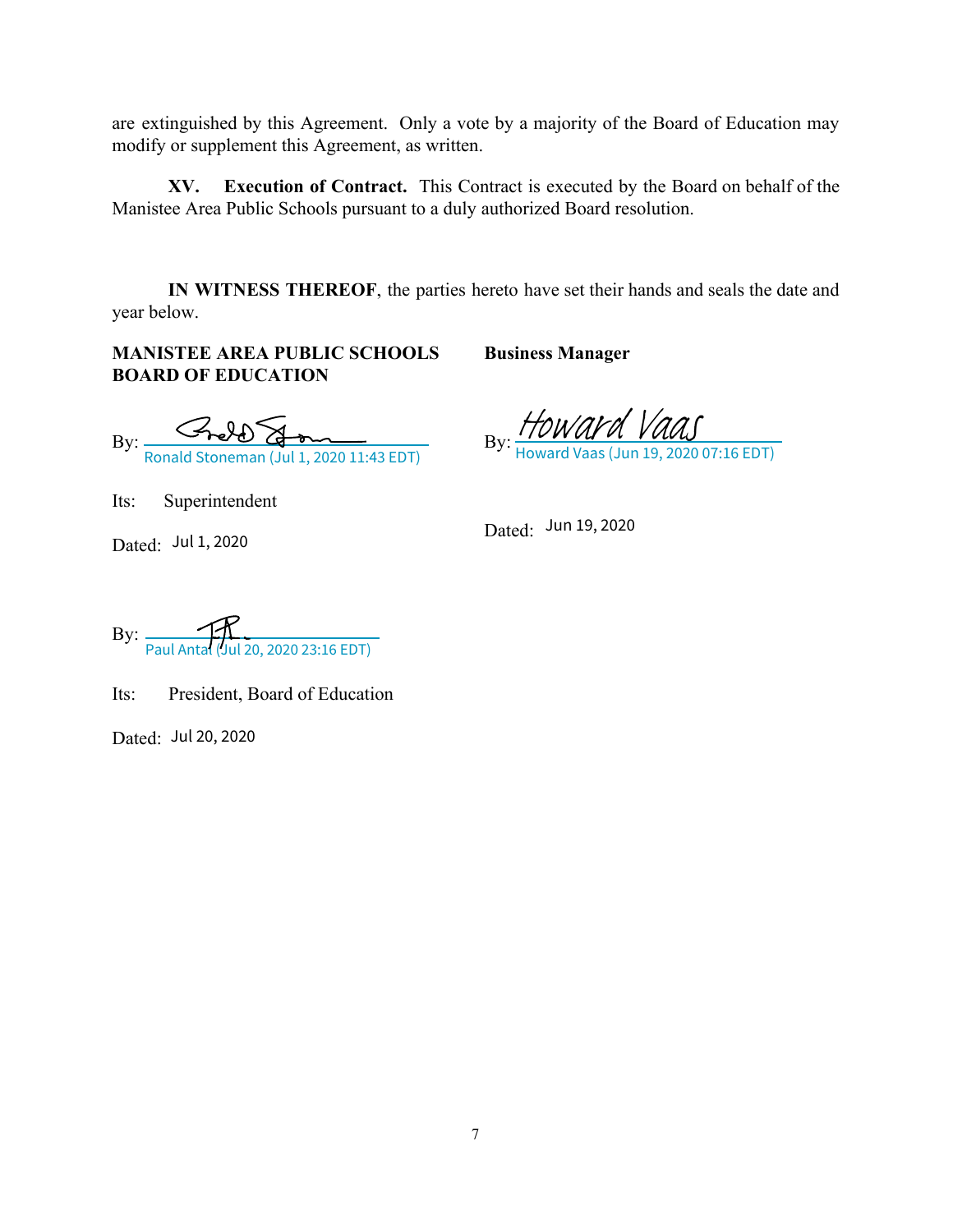are extinguished by this Agreement. Only a vote by a majority of the Board of Education may modify or supplement this Agreement, as written.

**XV. Execution of Contract.** This Contract is executed by the Board on behalf of the Manistee Area Public Schools pursuant to a duly authorized Board resolution.

**IN WITNESS THEREOF**, the parties hereto have set their hands and seals the date and year below.

**MANISTEE AREA PUBLIC SCHOOLS BOARD OF EDUCATION**

By: Ronald Stoneman (Jul 1, 2020 11:43 EDT)

Its: Superintendent

Dated: Jul 1, 2020

By: Paul Antal (Jul 20, 2020 23:16 EDT)

Its: President, Board of Education

Dated: Jul 20, 2020

**Business Manager**

By: Howard Vaas
Howard Vaas (Jun 19, 2020 07:16 EDT)

Dated: Jun 19, 2020